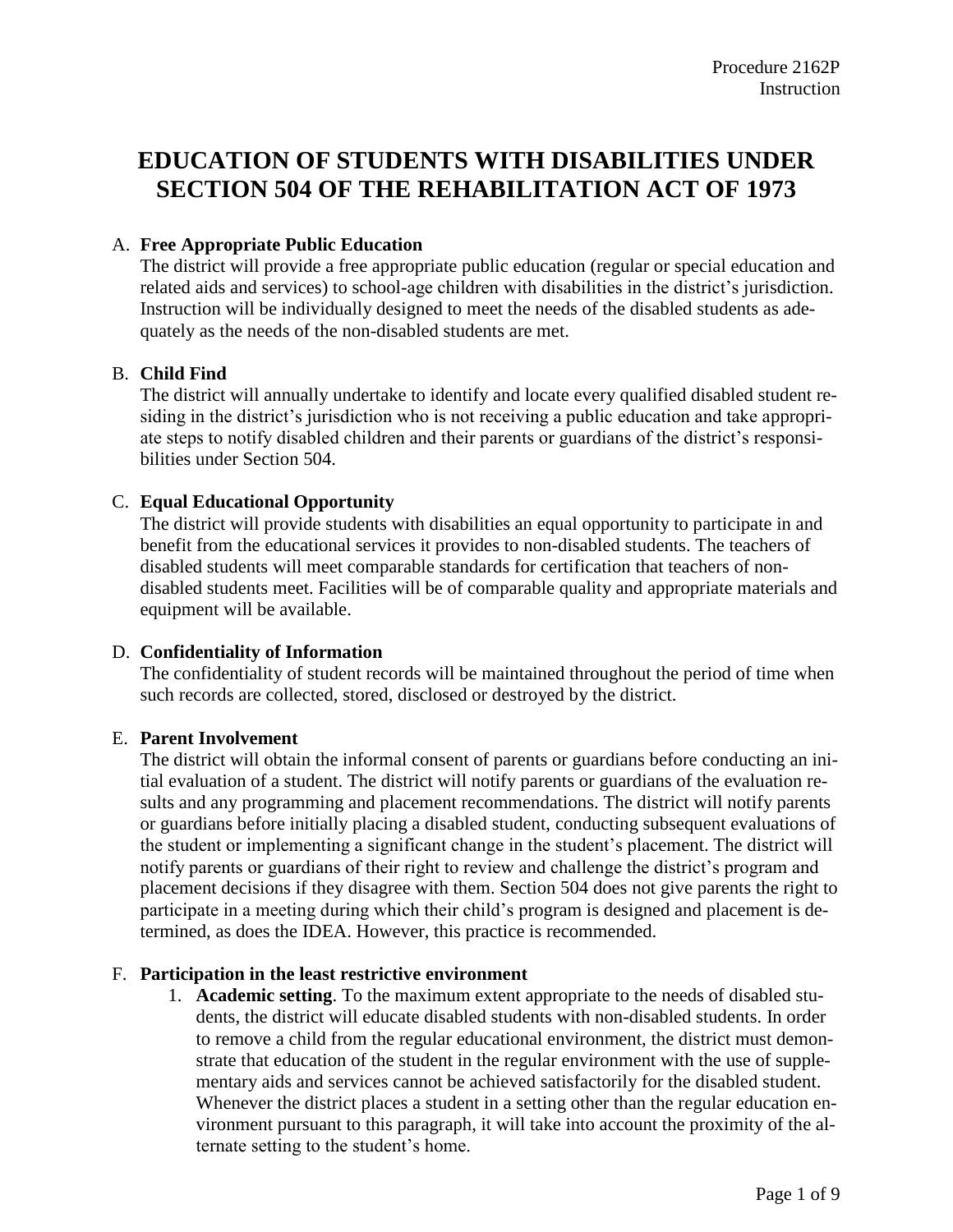Procedure 2162P
Instruction

# EDUCATION OF STUDENTS WITH DISABILITIES UNDER SECTION 504 OF THE REHABILITATION ACT OF 1973

A. **Free Appropriate Public Education**
The district will provide a free appropriate public education (regular or special education and related aids and services) to school-age children with disabilities in the district's jurisdiction. Instruction will be individually designed to meet the needs of the disabled students as adequately as the needs of the non-disabled students are met.

B. **Child Find**
The district will annually undertake to identify and locate every qualified disabled student residing in the district's jurisdiction who is not receiving a public education and take appropriate steps to notify disabled children and their parents or guardians of the district's responsibilities under Section 504.

C. **Equal Educational Opportunity**
The district will provide students with disabilities an equal opportunity to participate in and benefit from the educational services it provides to non-disabled students. The teachers of disabled students will meet comparable standards for certification that teachers of non-disabled students meet. Facilities will be of comparable quality and appropriate materials and equipment will be available.

D. **Confidentiality of Information**
The confidentiality of student records will be maintained throughout the period of time when such records are collected, stored, disclosed or destroyed by the district.

E. **Parent Involvement**
The district will obtain the informal consent of parents or guardians before conducting an initial evaluation of a student. The district will notify parents or guardians of the evaluation results and any programming and placement recommendations. The district will notify parents or guardians before initially placing a disabled student, conducting subsequent evaluations of the student or implementing a significant change in the student's placement. The district will notify parents or guardians of their right to review and challenge the district's program and placement decisions if they disagree with them. Section 504 does not give parents the right to participate in a meeting during which their child's program is designed and placement is determined, as does the IDEA. However, this practice is recommended.

F. **Participation in the least restrictive environment**
   1. **Academic setting**. To the maximum extent appropriate to the needs of disabled students, the district will educate disabled students with non-disabled students. In order to remove a child from the regular educational environment, the district must demonstrate that education of the student in the regular environment with the use of supplementary aids and services cannot be achieved satisfactorily for the disabled student. Whenever the district places a student in a setting other than the regular education environment pursuant to this paragraph, it will take into account the proximity of the alternate setting to the student's home.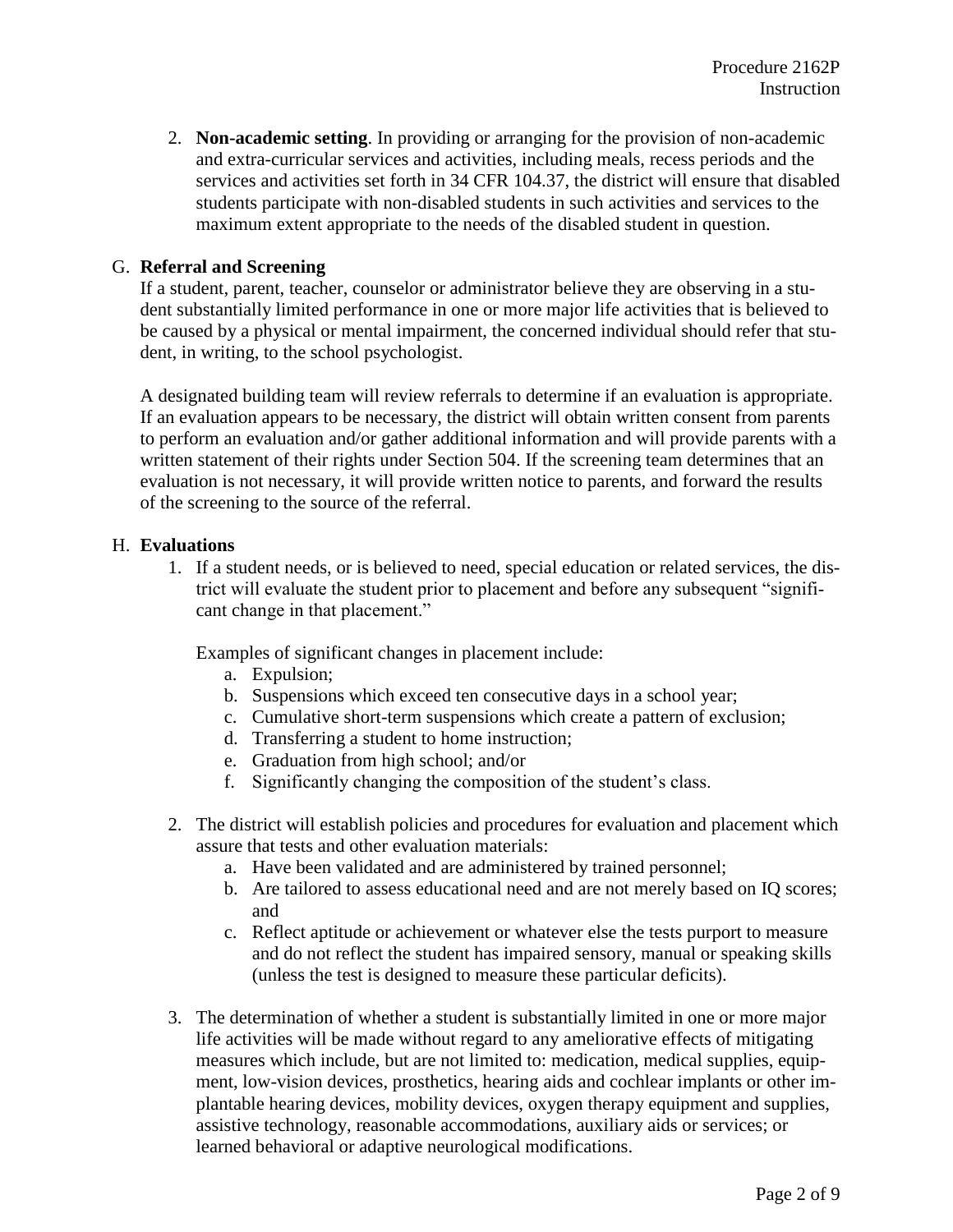2. **Non-academic setting**. In providing or arranging for the provision of non-academic and extra-curricular services and activities, including meals, recess periods and the services and activities set forth in 34 CFR 104.37, the district will ensure that disabled students participate with non-disabled students in such activities and services to the maximum extent appropriate to the needs of the disabled student in question.

G. **Referral and Screening**

If a student, parent, teacher, counselor or administrator believe they are observing in a student substantially limited performance in one or more major life activities that is believed to be caused by a physical or mental impairment, the concerned individual should refer that student, in writing, to the school psychologist.

A designated building team will review referrals to determine if an evaluation is appropriate. If an evaluation appears to be necessary, the district will obtain written consent from parents to perform an evaluation and/or gather additional information and will provide parents with a written statement of their rights under Section 504. If the screening team determines that an evaluation is not necessary, it will provide written notice to parents, and forward the results of the screening to the source of the referral.

H. **Evaluations**

1. If a student needs, or is believed to need, special education or related services, the district will evaluate the student prior to placement and before any subsequent "significant change in that placement."

   Examples of significant changes in placement include:
   a. Expulsion;
   b. Suspensions which exceed ten consecutive days in a school year;
   c. Cumulative short-term suspensions which create a pattern of exclusion;
   d. Transferring a student to home instruction;
   e. Graduation from high school; and/or
   f. Significantly changing the composition of the student's class.

2. The district will establish policies and procedures for evaluation and placement which assure that tests and other evaluation materials:
   a. Have been validated and are administered by trained personnel;
   b. Are tailored to assess educational need and are not merely based on IQ scores; and
   c. Reflect aptitude or achievement or whatever else the tests purport to measure and do not reflect the student has impaired sensory, manual or speaking skills (unless the test is designed to measure these particular deficits).

3. The determination of whether a student is substantially limited in one or more major life activities will be made without regard to any ameliorative effects of mitigating measures which include, but are not limited to: medication, medical supplies, equipment, low-vision devices, prosthetics, hearing aids and cochlear implants or other implantable hearing devices, mobility devices, oxygen therapy equipment and supplies, assistive technology, reasonable accommodations, auxiliary aids or services; or learned behavioral or adaptive neurological modifications.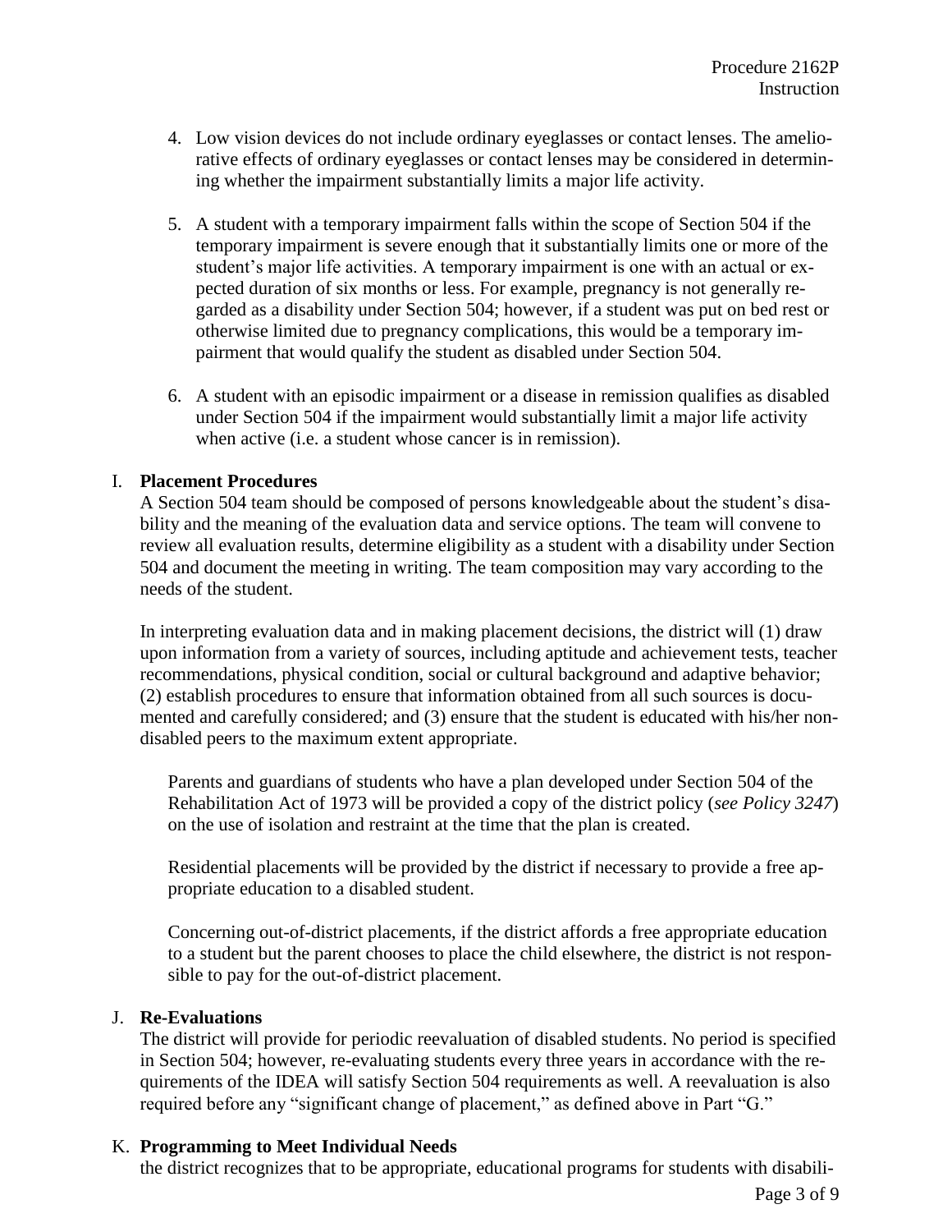4. Low vision devices do not include ordinary eyeglasses or contact lenses. The ameliorative effects of ordinary eyeglasses or contact lenses may be considered in determining whether the impairment substantially limits a major life activity.

5. A student with a temporary impairment falls within the scope of Section 504 if the temporary impairment is severe enough that it substantially limits one or more of the student's major life activities. A temporary impairment is one with an actual or expected duration of six months or less. For example, pregnancy is not generally regarded as a disability under Section 504; however, if a student was put on bed rest or otherwise limited due to pregnancy complications, this would be a temporary impairment that would qualify the student as disabled under Section 504.

6. A student with an episodic impairment or a disease in remission qualifies as disabled under Section 504 if the impairment would substantially limit a major life activity when active (i.e. a student whose cancer is in remission).

I. **Placement Procedures**

A Section 504 team should be composed of persons knowledgeable about the student's disability and the meaning of the evaluation data and service options. The team will convene to review all evaluation results, determine eligibility as a student with a disability under Section 504 and document the meeting in writing. The team composition may vary according to the needs of the student.

In interpreting evaluation data and in making placement decisions, the district will (1) draw upon information from a variety of sources, including aptitude and achievement tests, teacher recommendations, physical condition, social or cultural background and adaptive behavior; (2) establish procedures to ensure that information obtained from all such sources is documented and carefully considered; and (3) ensure that the student is educated with his/her nondisabled peers to the maximum extent appropriate.

Parents and guardians of students who have a plan developed under Section 504 of the Rehabilitation Act of 1973 will be provided a copy of the district policy (*see Policy 3247*) on the use of isolation and restraint at the time that the plan is created.

Residential placements will be provided by the district if necessary to provide a free appropriate education to a disabled student.

Concerning out-of-district placements, if the district affords a free appropriate education to a student but the parent chooses to place the child elsewhere, the district is not responsible to pay for the out-of-district placement.

J. **Re-Evaluations**

The district will provide for periodic reevaluation of disabled students. No period is specified in Section 504; however, re-evaluating students every three years in accordance with the requirements of the IDEA will satisfy Section 504 requirements as well. A reevaluation is also required before any "significant change of placement," as defined above in Part "G."

K. **Programming to Meet Individual Needs**

the district recognizes that to be appropriate, educational programs for students with disabili-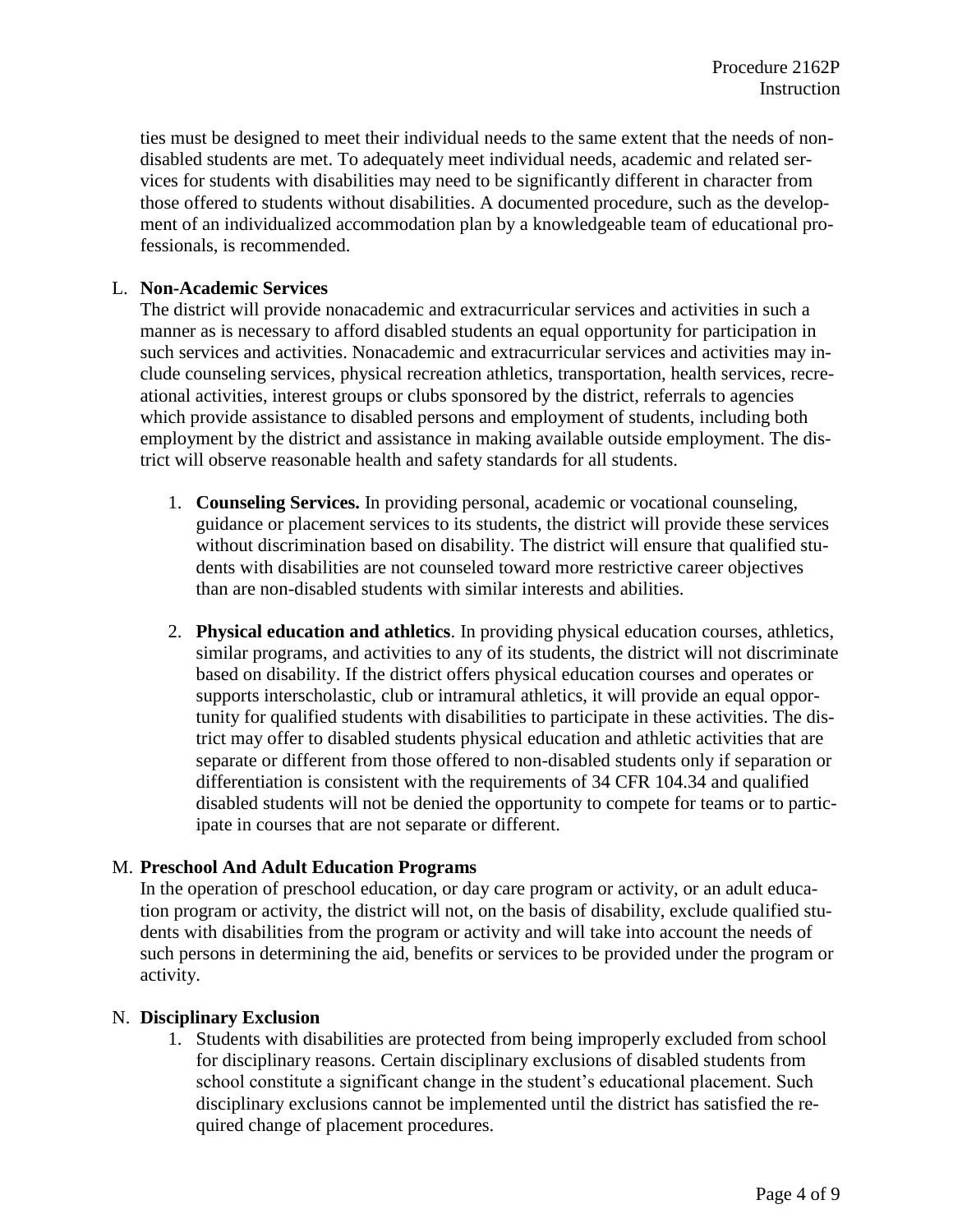ties must be designed to meet their individual needs to the same extent that the needs of non-disabled students are met. To adequately meet individual needs, academic and related services for students with disabilities may need to be significantly different in character from those offered to students without disabilities. A documented procedure, such as the development of an individualized accommodation plan by a knowledgeable team of educational professionals, is recommended.

L. **Non-Academic Services**

The district will provide nonacademic and extracurricular services and activities in such a manner as is necessary to afford disabled students an equal opportunity for participation in such services and activities. Nonacademic and extracurricular services and activities may include counseling services, physical recreation athletics, transportation, health services, recreational activities, interest groups or clubs sponsored by the district, referrals to agencies which provide assistance to disabled persons and employment of students, including both employment by the district and assistance in making available outside employment. The district will observe reasonable health and safety standards for all students.

1. **Counseling Services.** In providing personal, academic or vocational counseling, guidance or placement services to its students, the district will provide these services without discrimination based on disability. The district will ensure that qualified students with disabilities are not counseled toward more restrictive career objectives than are non-disabled students with similar interests and abilities.

2. **Physical education and athletics**. In providing physical education courses, athletics, similar programs, and activities to any of its students, the district will not discriminate based on disability. If the district offers physical education courses and operates or supports interscholastic, club or intramural athletics, it will provide an equal opportunity for qualified students with disabilities to participate in these activities. The district may offer to disabled students physical education and athletic activities that are separate or different from those offered to non-disabled students only if separation or differentiation is consistent with the requirements of 34 CFR 104.34 and qualified disabled students will not be denied the opportunity to compete for teams or to participate in courses that are not separate or different.

M. **Preschool And Adult Education Programs**

In the operation of preschool education, or day care program or activity, or an adult education program or activity, the district will not, on the basis of disability, exclude qualified students with disabilities from the program or activity and will take into account the needs of such persons in determining the aid, benefits or services to be provided under the program or activity.

N. **Disciplinary Exclusion**

1. Students with disabilities are protected from being improperly excluded from school for disciplinary reasons. Certain disciplinary exclusions of disabled students from school constitute a significant change in the student's educational placement. Such disciplinary exclusions cannot be implemented until the district has satisfied the required change of placement procedures.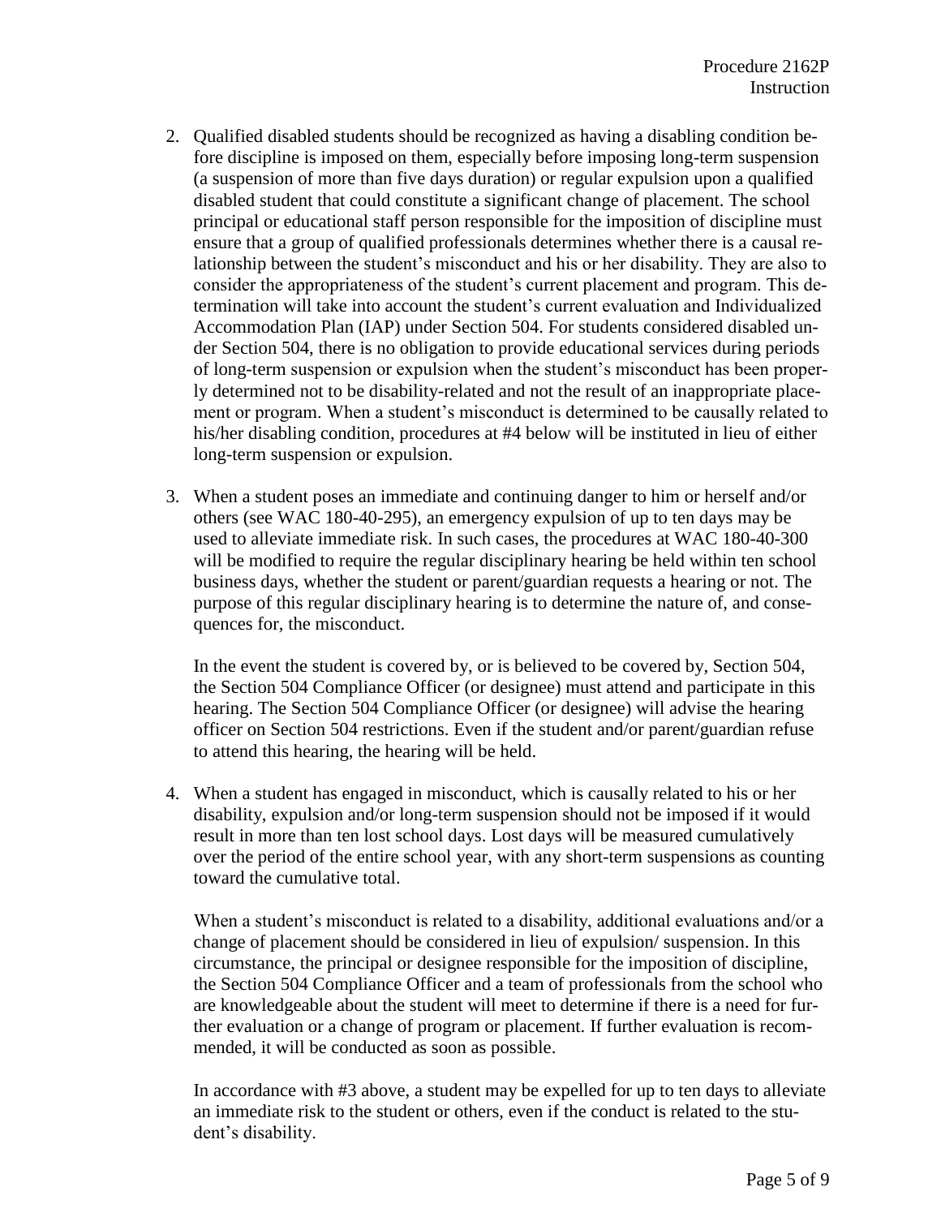2. Qualified disabled students should be recognized as having a disabling condition before discipline is imposed on them, especially before imposing long-term suspension (a suspension of more than five days duration) or regular expulsion upon a qualified disabled student that could constitute a significant change of placement. The school principal or educational staff person responsible for the imposition of discipline must ensure that a group of qualified professionals determines whether there is a causal relationship between the student's misconduct and his or her disability. They are also to consider the appropriateness of the student's current placement and program. This determination will take into account the student's current evaluation and Individualized Accommodation Plan (IAP) under Section 504. For students considered disabled under Section 504, there is no obligation to provide educational services during periods of long-term suspension or expulsion when the student's misconduct has been properly determined not to be disability-related and not the result of an inappropriate placement or program. When a student's misconduct is determined to be causally related to his/her disabling condition, procedures at #4 below will be instituted in lieu of either long-term suspension or expulsion.

3. When a student poses an immediate and continuing danger to him or herself and/or others (see WAC 180-40-295), an emergency expulsion of up to ten days may be used to alleviate immediate risk. In such cases, the procedures at WAC 180-40-300 will be modified to require the regular disciplinary hearing be held within ten school business days, whether the student or parent/guardian requests a hearing or not. The purpose of this regular disciplinary hearing is to determine the nature of, and consequences for, the misconduct.

   In the event the student is covered by, or is believed to be covered by, Section 504, the Section 504 Compliance Officer (or designee) must attend and participate in this hearing. The Section 504 Compliance Officer (or designee) will advise the hearing officer on Section 504 restrictions. Even if the student and/or parent/guardian refuse to attend this hearing, the hearing will be held.

4. When a student has engaged in misconduct, which is causally related to his or her disability, expulsion and/or long-term suspension should not be imposed if it would result in more than ten lost school days. Lost days will be measured cumulatively over the period of the entire school year, with any short-term suspensions as counting toward the cumulative total.

   When a student's misconduct is related to a disability, additional evaluations and/or a change of placement should be considered in lieu of expulsion/ suspension. In this circumstance, the principal or designee responsible for the imposition of discipline, the Section 504 Compliance Officer and a team of professionals from the school who are knowledgeable about the student will meet to determine if there is a need for further evaluation or a change of program or placement. If further evaluation is recommended, it will be conducted as soon as possible.

   In accordance with #3 above, a student may be expelled for up to ten days to alleviate an immediate risk to the student or others, even if the conduct is related to the student's disability.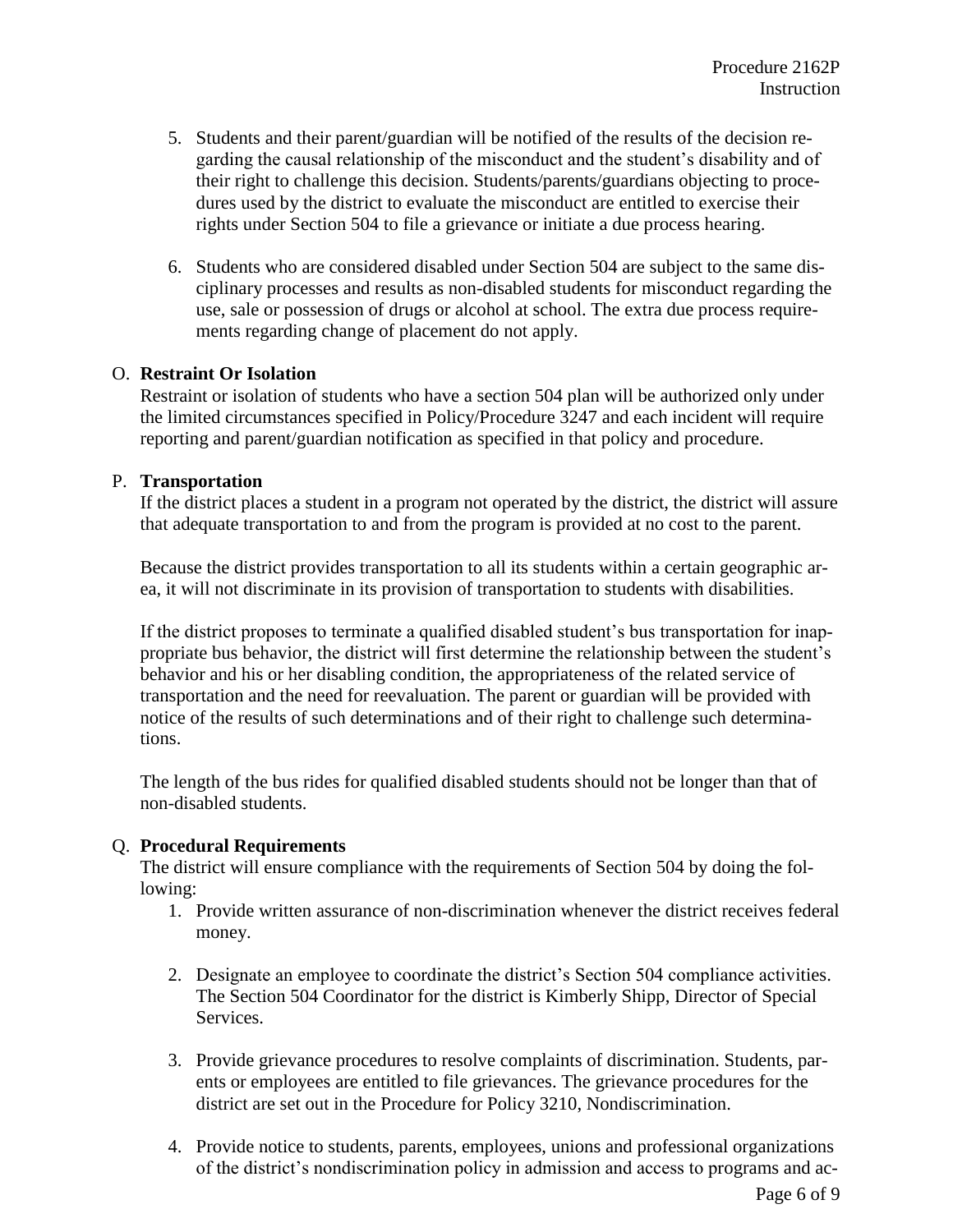5. Students and their parent/guardian will be notified of the results of the decision regarding the causal relationship of the misconduct and the student's disability and of their right to challenge this decision. Students/parents/guardians objecting to procedures used by the district to evaluate the misconduct are entitled to exercise their rights under Section 504 to file a grievance or initiate a due process hearing.

6. Students who are considered disabled under Section 504 are subject to the same disciplinary processes and results as non-disabled students for misconduct regarding the use, sale or possession of drugs or alcohol at school. The extra due process requirements regarding change of placement do not apply.

O. **Restraint Or Isolation**

Restraint or isolation of students who have a section 504 plan will be authorized only under the limited circumstances specified in Policy/Procedure 3247 and each incident will require reporting and parent/guardian notification as specified in that policy and procedure.

P. **Transportation**

If the district places a student in a program not operated by the district, the district will assure that adequate transportation to and from the program is provided at no cost to the parent.

Because the district provides transportation to all its students within a certain geographic area, it will not discriminate in its provision of transportation to students with disabilities.

If the district proposes to terminate a qualified disabled student's bus transportation for inappropriate bus behavior, the district will first determine the relationship between the student's behavior and his or her disabling condition, the appropriateness of the related service of transportation and the need for reevaluation. The parent or guardian will be provided with notice of the results of such determinations and of their right to challenge such determinations.

The length of the bus rides for qualified disabled students should not be longer than that of non-disabled students.

Q. **Procedural Requirements**

The district will ensure compliance with the requirements of Section 504 by doing the following:

1. Provide written assurance of non-discrimination whenever the district receives federal money.

2. Designate an employee to coordinate the district's Section 504 compliance activities. The Section 504 Coordinator for the district is Kimberly Shipp, Director of Special Services.

3. Provide grievance procedures to resolve complaints of discrimination. Students, parents or employees are entitled to file grievances. The grievance procedures for the district are set out in the Procedure for Policy 3210, Nondiscrimination.

4. Provide notice to students, parents, employees, unions and professional organizations of the district's nondiscrimination policy in admission and access to programs and ac-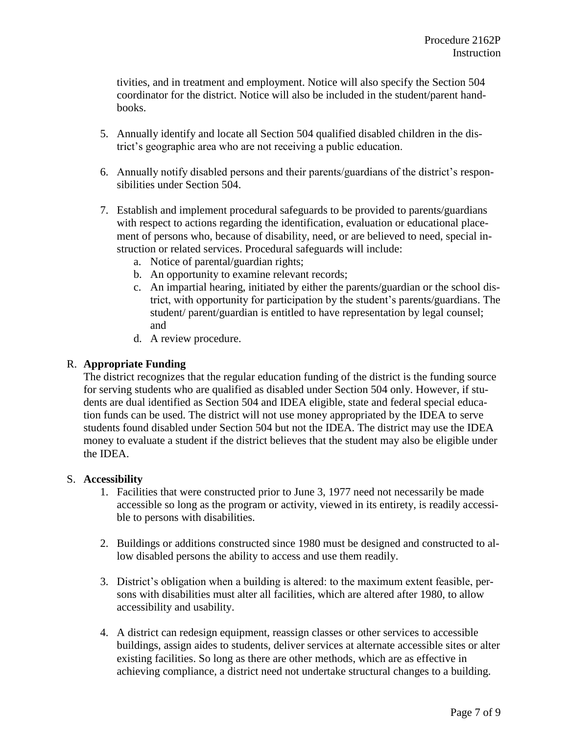tivities, and in treatment and employment. Notice will also specify the Section 504 coordinator for the district. Notice will also be included in the student/parent handbooks.

5. Annually identify and locate all Section 504 qualified disabled children in the district's geographic area who are not receiving a public education.

6. Annually notify disabled persons and their parents/guardians of the district's responsibilities under Section 504.

7. Establish and implement procedural safeguards to be provided to parents/guardians with respect to actions regarding the identification, evaluation or educational placement of persons who, because of disability, need, or are believed to need, special instruction or related services. Procedural safeguards will include:
   a. Notice of parental/guardian rights;
   b. An opportunity to examine relevant records;
   c. An impartial hearing, initiated by either the parents/guardian or the school district, with opportunity for participation by the student's parents/guardians. The student/ parent/guardian is entitled to have representation by legal counsel; and
   d. A review procedure.

R. **Appropriate Funding**

The district recognizes that the regular education funding of the district is the funding source for serving students who are qualified as disabled under Section 504 only. However, if students are dual identified as Section 504 and IDEA eligible, state and federal special education funds can be used. The district will not use money appropriated by the IDEA to serve students found disabled under Section 504 but not the IDEA. The district may use the IDEA money to evaluate a student if the district believes that the student may also be eligible under the IDEA.

S. **Accessibility**

1. Facilities that were constructed prior to June 3, 1977 need not necessarily be made accessible so long as the program or activity, viewed in its entirety, is readily accessible to persons with disabilities.

2. Buildings or additions constructed since 1980 must be designed and constructed to allow disabled persons the ability to access and use them readily.

3. District's obligation when a building is altered: to the maximum extent feasible, persons with disabilities must alter all facilities, which are altered after 1980, to allow accessibility and usability.

4. A district can redesign equipment, reassign classes or other services to accessible buildings, assign aides to students, deliver services at alternate accessible sites or alter existing facilities. So long as there are other methods, which are as effective in achieving compliance, a district need not undertake structural changes to a building.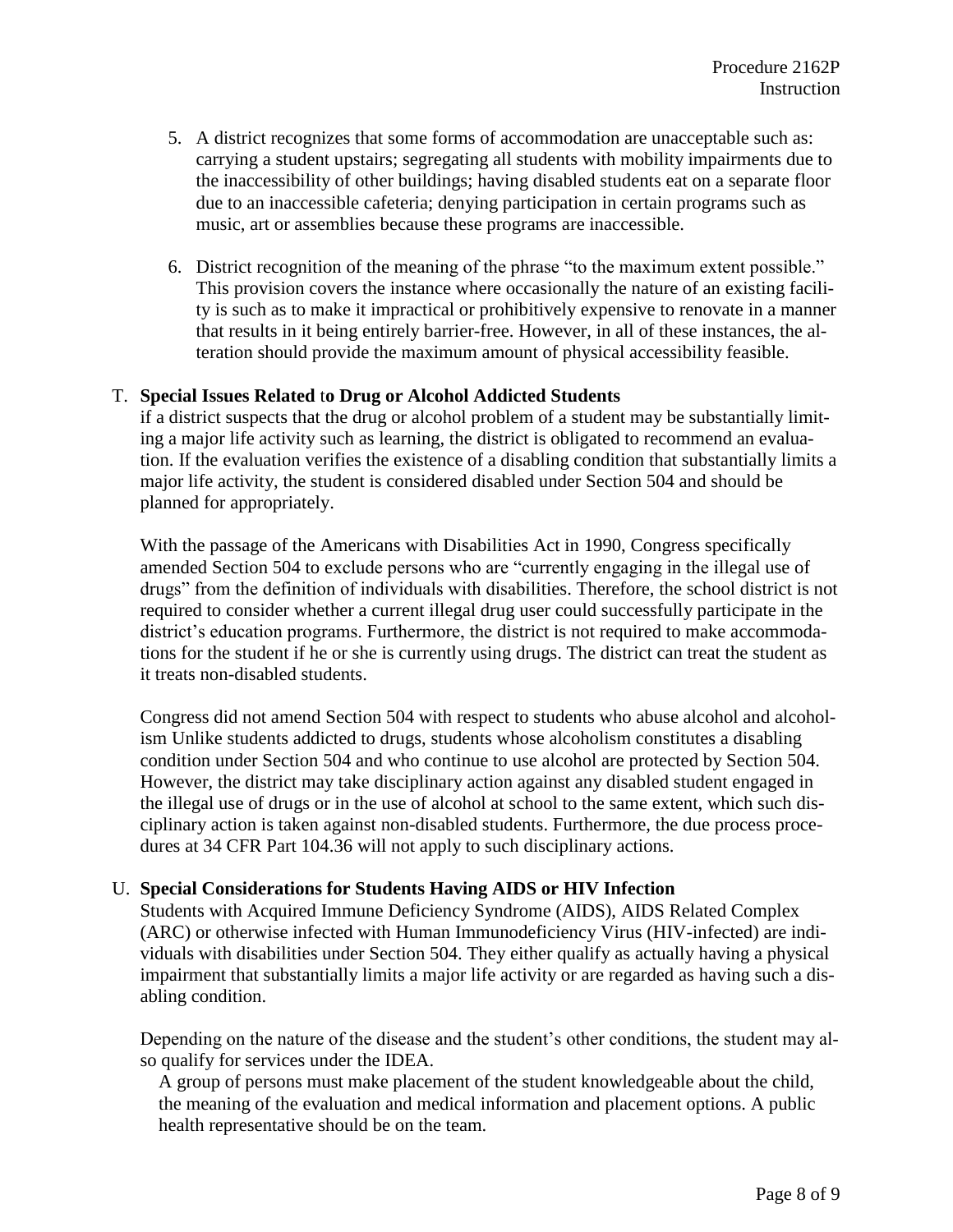5. A district recognizes that some forms of accommodation are unacceptable such as: carrying a student upstairs; segregating all students with mobility impairments due to the inaccessibility of other buildings; having disabled students eat on a separate floor due to an inaccessible cafeteria; denying participation in certain programs such as music, art or assemblies because these programs are inaccessible.

6. District recognition of the meaning of the phrase "to the maximum extent possible." This provision covers the instance where occasionally the nature of an existing facility is such as to make it impractical or prohibitively expensive to renovate in a manner that results in it being entirely barrier-free. However, in all of these instances, the alteration should provide the maximum amount of physical accessibility feasible.

T. **Special Issues Related** to **Drug or Alcohol Addicted Students**

if a district suspects that the drug or alcohol problem of a student may be substantially limiting a major life activity such as learning, the district is obligated to recommend an evaluation. If the evaluation verifies the existence of a disabling condition that substantially limits a major life activity, the student is considered disabled under Section 504 and should be planned for appropriately.

With the passage of the Americans with Disabilities Act in 1990, Congress specifically amended Section 504 to exclude persons who are "currently engaging in the illegal use of drugs" from the definition of individuals with disabilities. Therefore, the school district is not required to consider whether a current illegal drug user could successfully participate in the district's education programs. Furthermore, the district is not required to make accommodations for the student if he or she is currently using drugs. The district can treat the student as it treats non-disabled students.

Congress did not amend Section 504 with respect to students who abuse alcohol and alcoholism Unlike students addicted to drugs, students whose alcoholism constitutes a disabling condition under Section 504 and who continue to use alcohol are protected by Section 504. However, the district may take disciplinary action against any disabled student engaged in the illegal use of drugs or in the use of alcohol at school to the same extent, which such disciplinary action is taken against non-disabled students. Furthermore, the due process procedures at 34 CFR Part 104.36 will not apply to such disciplinary actions.

U. **Special Considerations for Students Having AIDS or HIV Infection**

Students with Acquired Immune Deficiency Syndrome (AIDS), AIDS Related Complex (ARC) or otherwise infected with Human Immunodeficiency Virus (HIV-infected) are individuals with disabilities under Section 504. They either qualify as actually having a physical impairment that substantially limits a major life activity or are regarded as having such a disabling condition.

Depending on the nature of the disease and the student's other conditions, the student may also qualify for services under the IDEA.

A group of persons must make placement of the student knowledgeable about the child, the meaning of the evaluation and medical information and placement options. A public health representative should be on the team.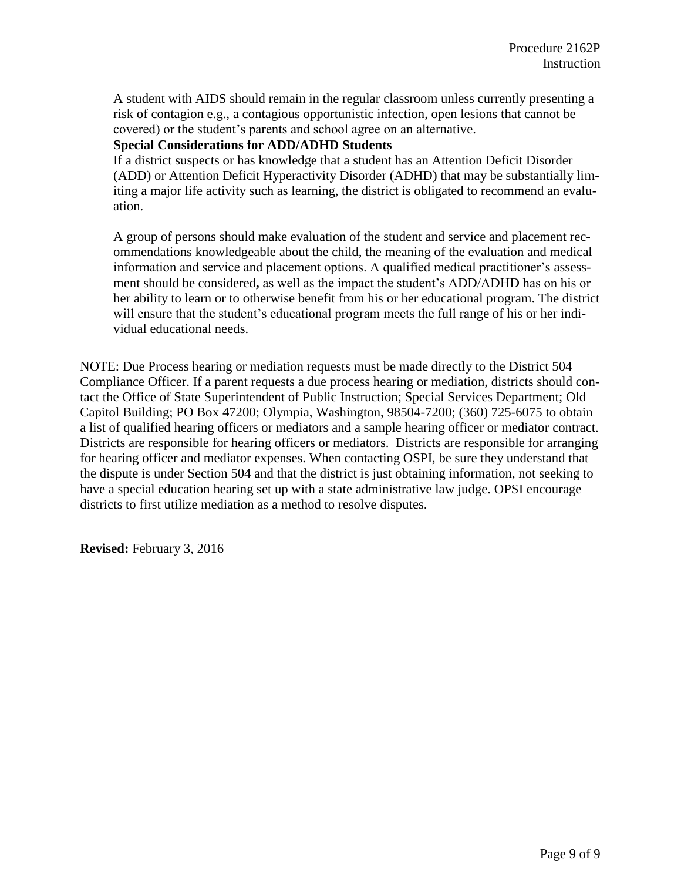A student with AIDS should remain in the regular classroom unless currently presenting a risk of contagion e.g., a contagious opportunistic infection, open lesions that cannot be covered) or the student's parents and school agree on an alternative.

**Special Considerations for ADD/ADHD Students**

If a district suspects or has knowledge that a student has an Attention Deficit Disorder (ADD) or Attention Deficit Hyperactivity Disorder (ADHD) that may be substantially limiting a major life activity such as learning, the district is obligated to recommend an evaluation.

A group of persons should make evaluation of the student and service and placement recommendations knowledgeable about the child, the meaning of the evaluation and medical information and service and placement options. A qualified medical practitioner's assessment should be considered**,** as well as the impact the student's ADD/ADHD has on his or her ability to learn or to otherwise benefit from his or her educational program. The district will ensure that the student's educational program meets the full range of his or her individual educational needs.

NOTE: Due Process hearing or mediation requests must be made directly to the District 504 Compliance Officer. If a parent requests a due process hearing or mediation, districts should contact the Office of State Superintendent of Public Instruction; Special Services Department; Old Capitol Building; PO Box 47200; Olympia, Washington, 98504-7200; (360) 725-6075 to obtain a list of qualified hearing officers or mediators and a sample hearing officer or mediator contract. Districts are responsible for hearing officers or mediators. Districts are responsible for arranging for hearing officer and mediator expenses. When contacting OSPI, be sure they understand that the dispute is under Section 504 and that the district is just obtaining information, not seeking to have a special education hearing set up with a state administrative law judge. OPSI encourage districts to first utilize mediation as a method to resolve disputes.

**Revised:** February 3, 2016